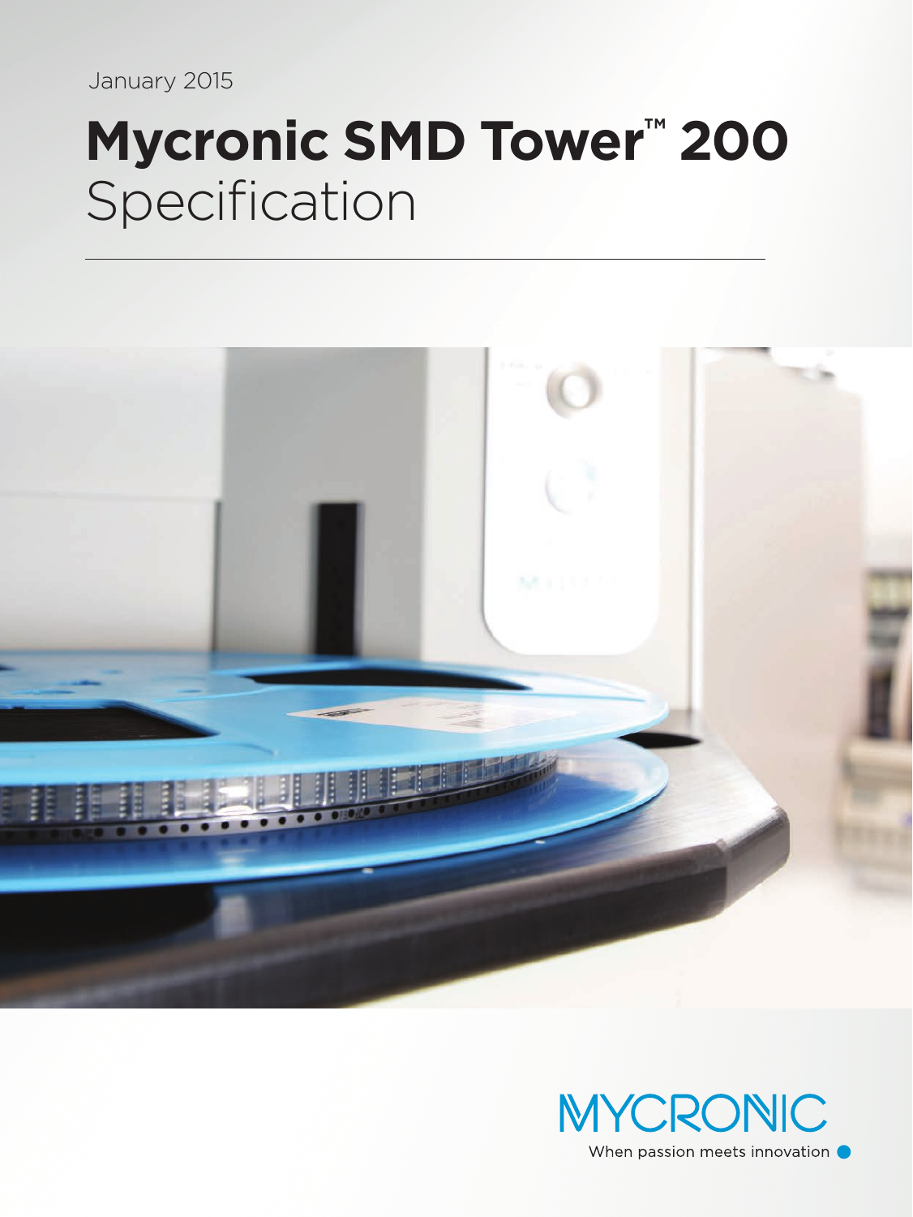January 2015

# Mycronic SMD Tower™ 200
Specification

MYCRONIC
When passion meets innovation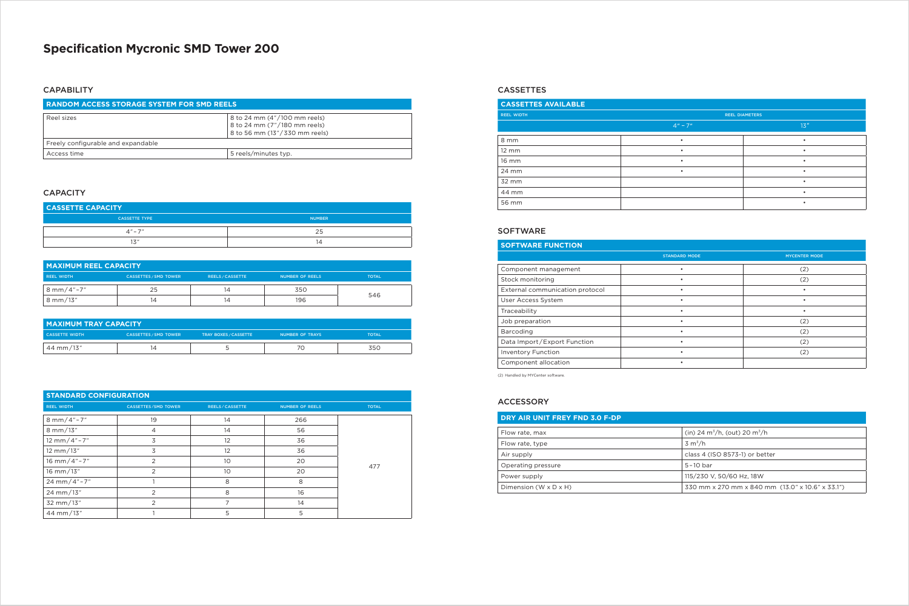# Specification Mycronic SMD Tower 200

## CAPABILITY

| RANDOM ACCESS STORAGE SYSTEM FOR SMD REELS | |
|---|---|
| Reel sizes | 8 to 24 mm (4"/100 mm reels)<br>8 to 24 mm (7"/180 mm reels)<br>8 to 56 mm (13"/330 mm reels) |
| Freely configurable and expandable | |
| Access time | 5 reels/minutes typ. |

## CAPACITY

| CASSETTE CAPACITY | |
|---|---|
| CASSETTE TYPE | NUMBER |
| 4" – 7" | 25 |
| 13" | 14 |

| MAXIMUM REEL CAPACITY | | | | |
|---|---|---|---|---|
| REEL WIDTH | CASSETTES / SMD TOWER | REELS / CASSETTE | NUMBER OF REELS | TOTAL |
| 8 mm / 4" – 7" | 25 | 14 | 350 | 546 |
| 8 mm / 13" | 14 | 14 | 196 | |

| MAXIMUM TRAY CAPACITY | | | | |
|---|---|---|---|---|
| CASSETTE WIDTH | CASSETTES / SMD TOWER | TRAY BOXES / CASSETTE | NUMBER OF TRAYS | TOTAL |
| 44 mm / 13" | 14 | 5 | 70 | 350 |

| STANDARD CONFIGURATION | | | | |
|---|---|---|---|---|
| REEL WIDTH | CASSETTES / SMD TOWER | REELS / CASSETTE | NUMBER OF REELS | TOTAL |
| 8 mm / 4" – 7" | 19 | 14 | 266 | 477 |
| 8 mm / 13" | 4 | 14 | 56 | |
| 12 mm / 4" – 7" | 3 | 12 | 36 | |
| 12 mm / 13" | 3 | 12 | 36 | |
| 16 mm / 4" – 7" | 2 | 10 | 20 | |
| 16 mm / 13" | 2 | 10 | 20 | |
| 24 mm / 4" – 7" | 1 | 8 | 8 | |
| 24 mm / 13" | 2 | 8 | 16 | |
| 32 mm / 13" | 2 | 7 | 14 | |
| 44 mm / 13" | 1 | 5 | 5 | |

## CASSETTES

| CASSETTES AVAILABLE | | |
|---|---|---|
| REEL WIDTH | REEL DIAMETERS | |
| | 4" – 7" | 13" |
| 8 mm | • | • |
| 12 mm | • | • |
| 16 mm | • | • |
| 24 mm | • | • |
| 32 mm | | • |
| 44 mm | | • |
| 56 mm | | • |

## SOFTWARE

| SOFTWARE FUNCTION | | |
|---|---|---|
| | STANDARD MODE | MYCENTER MODE |
| Component management | • | (2) |
| Stock monitoring | • | (2) |
| External communication protocol | • | • |
| User Access System | • | • |
| Traceability | • | • |
| Job preparation | • | (2) |
| Barcoding | • | (2) |
| Data Import / Export Function | • | (2) |
| Inventory Function | • | (2) |
| Component allocation | • | |

(2) Handled by MYCenter software.

## ACCESSORY

| DRY AIR UNIT FREY FND 3.0 F-DP | |
|---|---|
| Flow rate, max | (in) 24 $m^3$/h, (out) 20 $m^3$/h |
| Flow rate, type | 3 $m^3$/h |
| Air supply | class 4 (ISO 8573-1) or better |
| Operating pressure | 5 – 10 bar |
| Power supply | 115/230 V, 50/60 Hz, 18W |
| Dimension (W x D x H) | 330 mm x 270 mm x 840 mm (13.0" x 10.6" x 33.1") |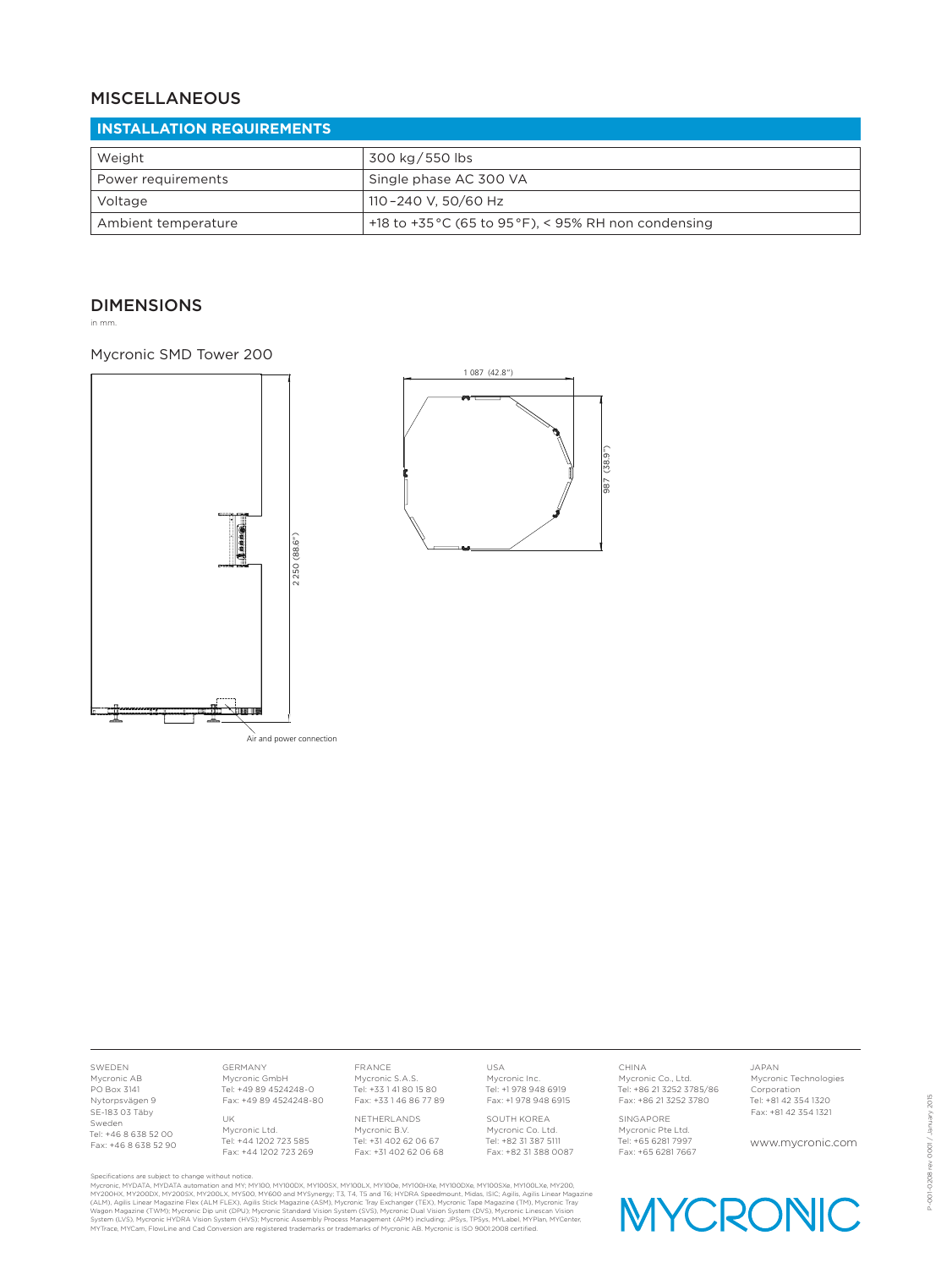## MISCELLANEOUS

| INSTALLATION REQUIREMENTS | |
|---|---|
| Weight | 300 kg / 550 lbs |
| Power requirements | Single phase AC 300 VA |
| Voltage | 110–240 V, 50/60 Hz |
| Ambient temperature | +18 to +35 °C (65 to 95 °F), < 95% RH non condensing |

## DIMENSIONS

in mm.

### Mycronic SMD Tower 200

2 250 (88.6")

Air and power connection

1 087 (42.8")

987 (38.9")

SWEDEN
Mycronic AB
PO Box 3141
Nytorpsvägen 9
SE-183 03 Täby
Sweden
Tel: +46 8 638 52 00
Fax: +46 8 638 52 90

GERMANY
Mycronic GmbH
Tel: +49 89 4524248-0
Fax: +49 89 4524248-80

UK
Mycronic Ltd.
Tel: +44 1202 723 585
Fax: +44 1202 723 269

FRANCE
Mycronic S.A.S.
Tel: +33 1 41 80 15 80
Fax: +33 1 46 86 77 89

NETHERLANDS
Mycronic B.V.
Tel: +31 402 62 06 67
Fax: +31 402 62 06 68

USA
Mycronic Inc.
Tel: +1 978 948 6919
Fax: +1 978 948 6915

SOUTH KOREA
Mycronic Co. Ltd.
Tel: +82 31 387 5111
Fax: +82 31 388 0087

CHINA
Mycronic Co., Ltd.
Tel: +86 21 3252 3785/86
Fax: +86 21 3252 3780

SINGAPORE
Mycronic Pte Ltd.
Tel: +65 6281 7997
Fax: +65 6281 7667

JAPAN
Mycronic Technologies Corporation
Tel: +81 42 354 1320
Fax: +81 42 354 1321

www.mycronic.com

Specifications are subject to change without notice.
Mycronic, MYDATA, MYDATA automation and MY; MY100, MY100DX, MY100SX, MY100LX, MY100e, MY100HXe, MY100DXe, MY100SXe, MY100LXe, MY200, MY200HX, MY200DX, MY200SX, MY200LX, MY500, MY600 and MYSynergy; T3, T4, T5 and T6; HYDRA Speedmount, Midas, ISIC; Agilis, Agilis Linear Magazine (ALM), Agilis Linear Magazine Flex (ALM FLEX), Agilis Stick Magazine (ASM), Mycronic Tray Exchanger (TEX), Mycronic Tape Magazine (TM), Mycronic Tray Wagon Magazine (TWM); Mycronic Dip unit (DPU); Mycronic Standard Vision System (SVS), Mycronic Dual Vision System (DVS), Mycronic Linescan Vision System (LVS), Mycronic HYDRA Vision System (HVS); Mycronic Assembly Process Management (APM) including; JPSys, TPSys, MYLabel, MYPlan, MYCenter, MYTrace, MYCam, FlowLine and Cad Conversion are registered trademarks or trademarks of Mycronic AB. Mycronic is ISO 9001:2008 certified.

MYCRONIC

P-001-0208 rev 0001 / January 2015